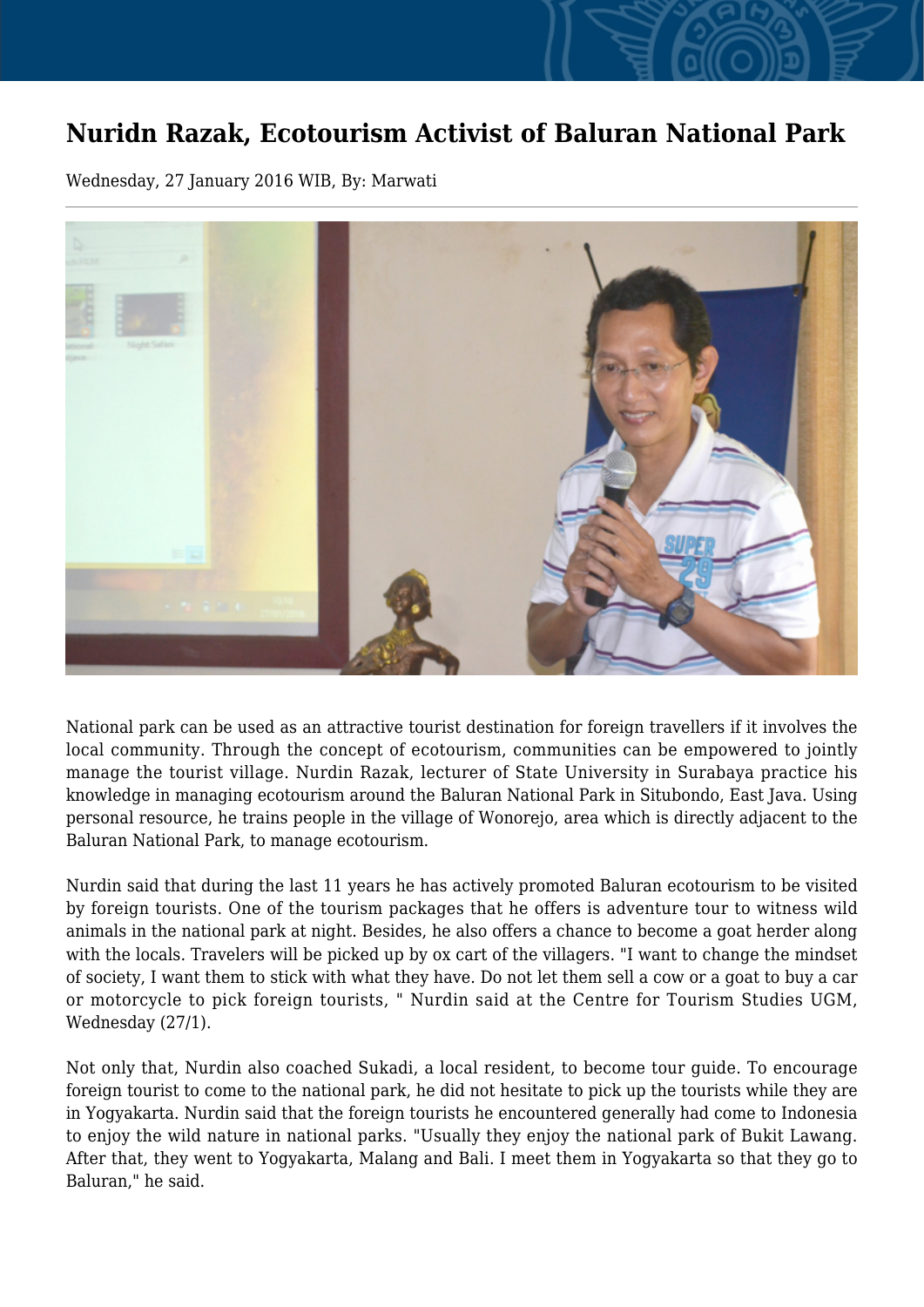# Nuridn Razak, Ecotourism Activist of Baluran National Park

Wednesday, 27 January 2016 WIB, By: Marwati

National park can be used as an attractive tourist destination for foreign travellers if it involves the local community. Through the concept of ecotourism, communities can be empowered to jointly manage the tourist village. Nurdin Razak, lecturer of State University in Surabaya practice his knowledge in managing ecotourism around the Baluran National Park in Situbondo, East Java. Using personal resource, he trains people in the village of Wonorejo, area which is directly adjacent to the Baluran National Park, to manage ecotourism.

Nurdin said that during the last 11 years he has actively promoted Baluran ecotourism to be visited by foreign tourists. One of the tourism packages that he offers is adventure tour to witness wild animals in the national park at night. Besides, he also offers a chance to become a goat herder along with the locals. Travelers will be picked up by ox cart of the villagers. "I want to change the mindset of society, I want them to stick with what they have. Do not let them sell a cow or a goat to buy a car or motorcycle to pick foreign tourists, " Nurdin said at the Centre for Tourism Studies UGM, Wednesday (27/1).

Not only that, Nurdin also coached Sukadi, a local resident, to become tour guide. To encourage foreign tourist to come to the national park, he did not hesitate to pick up the tourists while they are in Yogyakarta. Nurdin said that the foreign tourists he encountered generally had come to Indonesia to enjoy the wild nature in national parks. "Usually they enjoy the national park of Bukit Lawang. After that, they went to Yogyakarta, Malang and Bali. I meet them in Yogyakarta so that they go to Baluran," he said.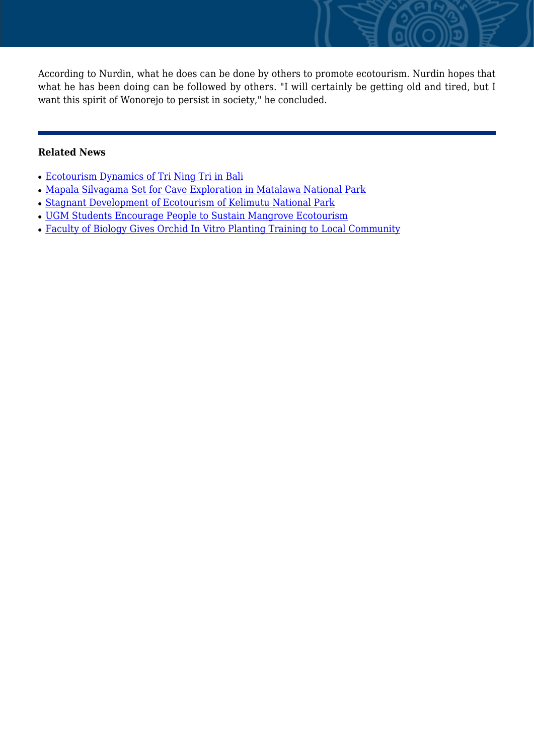According to Nurdin, what he does can be done by others to promote ecotourism. Nurdin hopes that what he has been doing can be followed by others. "I will certainly be getting old and tired, but I want this spirit of Wonorejo to persist in society," he concluded.

---

**Related News**

- Ecotourism Dynamics of Tri Ning Tri in Bali
- Mapala Silvagama Set for Cave Exploration in Matalawa National Park
- Stagnant Development of Ecotourism of Kelimutu National Park
- UGM Students Encourage People to Sustain Mangrove Ecotourism
- Faculty of Biology Gives Orchid In Vitro Planting Training to Local Community